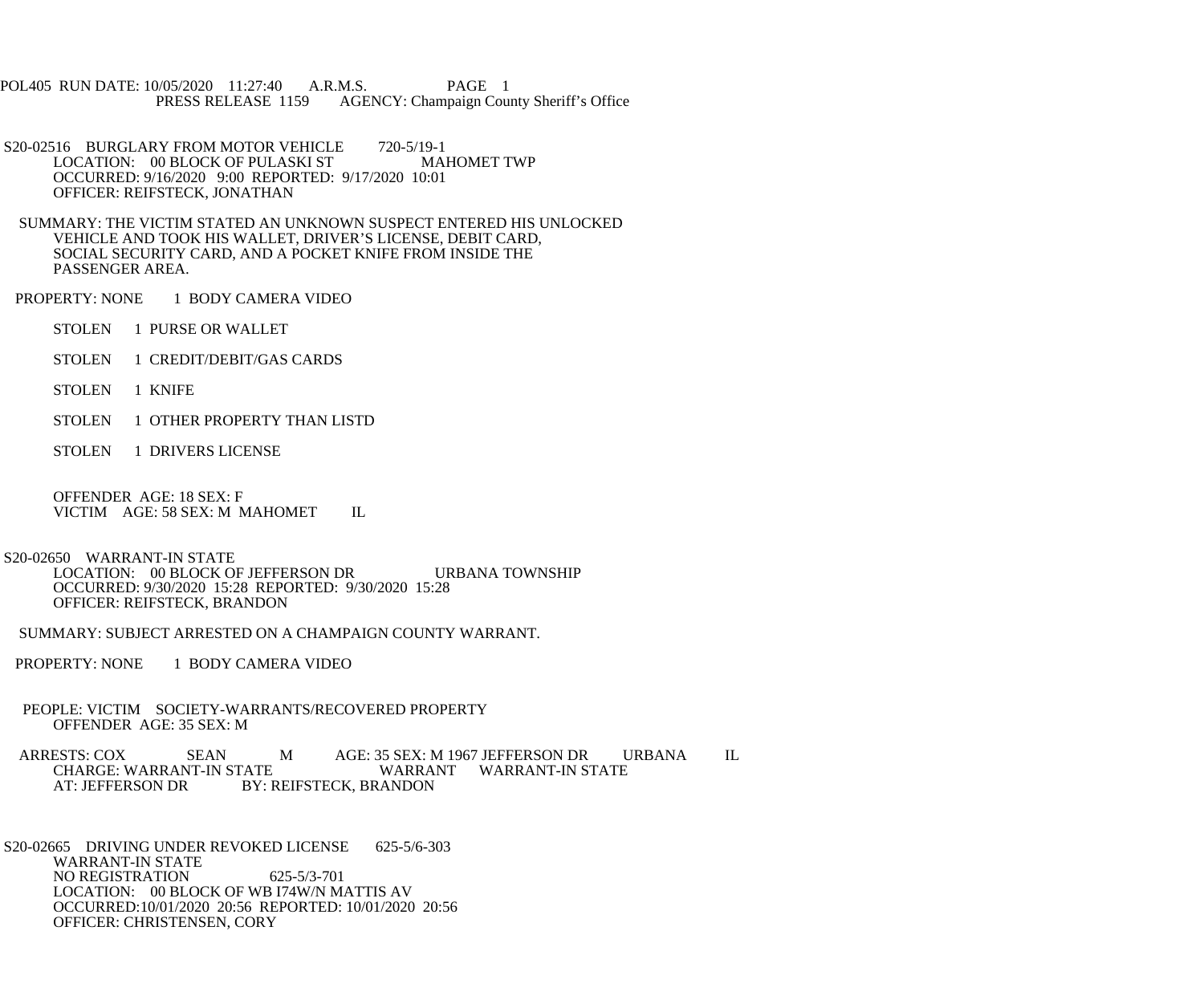POL405 RUN DATE: 10/05/2020 11:27:40 A.R.M.S. PAGE 1
PRESS RELEASE 1159 AGENCY: Champaign County Sheriff's Office

S20-02516 BURGLARY FROM MOTOR VEHICLE 720-5/19-1
LOCATION: 00 BLOCK OF PULASKI ST MAHOMET TWP
OCCURRED: 9/16/2020 9:00 REPORTED: 9/17/2020 10:01
OFFICER: REIFSTECK, JONATHAN

SUMMARY: THE VICTIM STATED AN UNKNOWN SUSPECT ENTERED HIS UNLOCKED VEHICLE AND TOOK HIS WALLET, DRIVER'S LICENSE, DEBIT CARD, SOCIAL SECURITY CARD, AND A POCKET KNIFE FROM INSIDE THE PASSENGER AREA.

PROPERTY: NONE 1 BODY CAMERA VIDEO

STOLEN 1 PURSE OR WALLET

STOLEN 1 CREDIT/DEBIT/GAS CARDS

STOLEN 1 KNIFE

STOLEN 1 OTHER PROPERTY THAN LISTD

STOLEN 1 DRIVERS LICENSE

OFFENDER AGE: 18 SEX: F
VICTIM AGE: 58 SEX: M MAHOMET IL

S20-02650 WARRANT-IN STATE
LOCATION: 00 BLOCK OF JEFFERSON DR URBANA TOWNSHIP
OCCURRED: 9/30/2020 15:28 REPORTED: 9/30/2020 15:28
OFFICER: REIFSTECK, BRANDON

SUMMARY: SUBJECT ARRESTED ON A CHAMPAIGN COUNTY WARRANT.

PROPERTY: NONE 1 BODY CAMERA VIDEO

PEOPLE: VICTIM SOCIETY-WARRANTS/RECOVERED PROPERTY
OFFENDER AGE: 35 SEX: M

ARRESTS: COX SEAN M AGE: 35 SEX: M 1967 JEFFERSON DR URBANA IL
CHARGE: WARRANT-IN STATE WARRANT WARRANT-IN STATE
AT: JEFFERSON DR BY: REIFSTECK, BRANDON

S20-02665 DRIVING UNDER REVOKED LICENSE 625-5/6-303
WARRANT-IN STATE
NO REGISTRATION 625-5/3-701
LOCATION: 00 BLOCK OF WB I74W/N MATTIS AV
OCCURRED:10/01/2020 20:56 REPORTED: 10/01/2020 20:56
OFFICER: CHRISTENSEN, CORY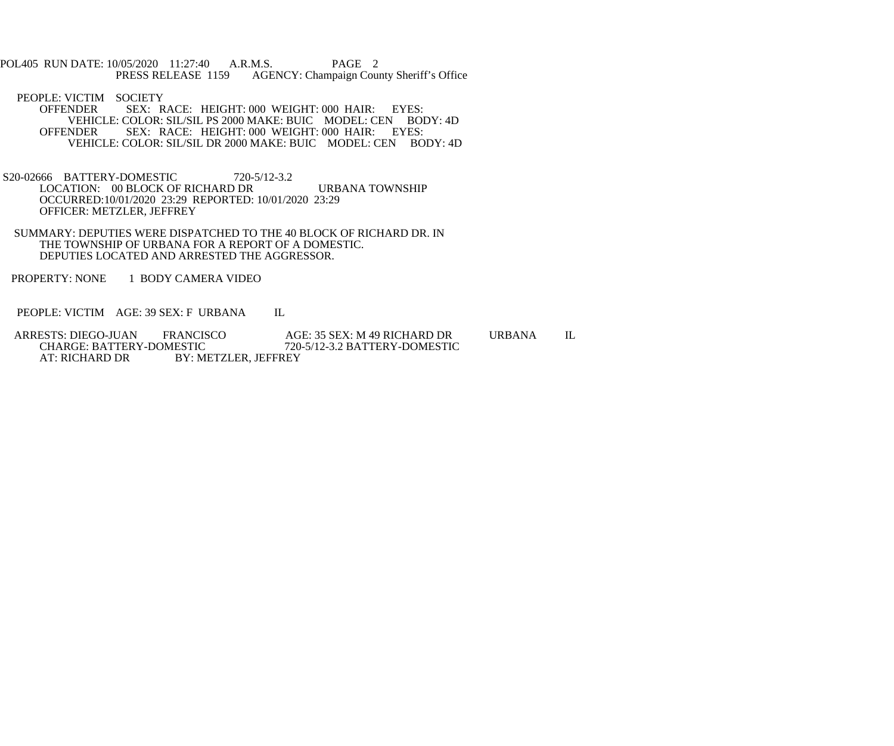POL405 RUN DATE: 10/05/2020 11:27:40 A.R.M.S. PAGE 2
PRESS RELEASE 1159 AGENCY: Champaign County Sheriff's Office

PEOPLE: VICTIM SOCIETY
OFFENDER SEX: RACE: HEIGHT: 000 WEIGHT: 000 HAIR: EYES:
VEHICLE: COLOR: SIL/SIL PS 2000 MAKE: BUIC MODEL: CEN BODY: 4D
OFFENDER SEX: RACE: HEIGHT: 000 WEIGHT: 000 HAIR: EYES:
VEHICLE: COLOR: SIL/SIL DR 2000 MAKE: BUIC MODEL: CEN BODY: 4D

S20-02666 BATTERY-DOMESTIC 720-5/12-3.2
LOCATION: 00 BLOCK OF RICHARD DR URBANA TOWNSHIP
OCCURRED:10/01/2020 23:29 REPORTED: 10/01/2020 23:29
OFFICER: METZLER, JEFFREY

SUMMARY: DEPUTIES WERE DISPATCHED TO THE 40 BLOCK OF RICHARD DR. IN THE TOWNSHIP OF URBANA FOR A REPORT OF A DOMESTIC. DEPUTIES LOCATED AND ARRESTED THE AGGRESSOR.

PROPERTY: NONE 1 BODY CAMERA VIDEO

PEOPLE: VICTIM AGE: 39 SEX: F URBANA IL

ARRESTS: DIEGO-JUAN FRANCISCO AGE: 35 SEX: M 49 RICHARD DR URBANA IL
CHARGE: BATTERY-DOMESTIC 720-5/12-3.2 BATTERY-DOMESTIC
AT: RICHARD DR BY: METZLER, JEFFREY